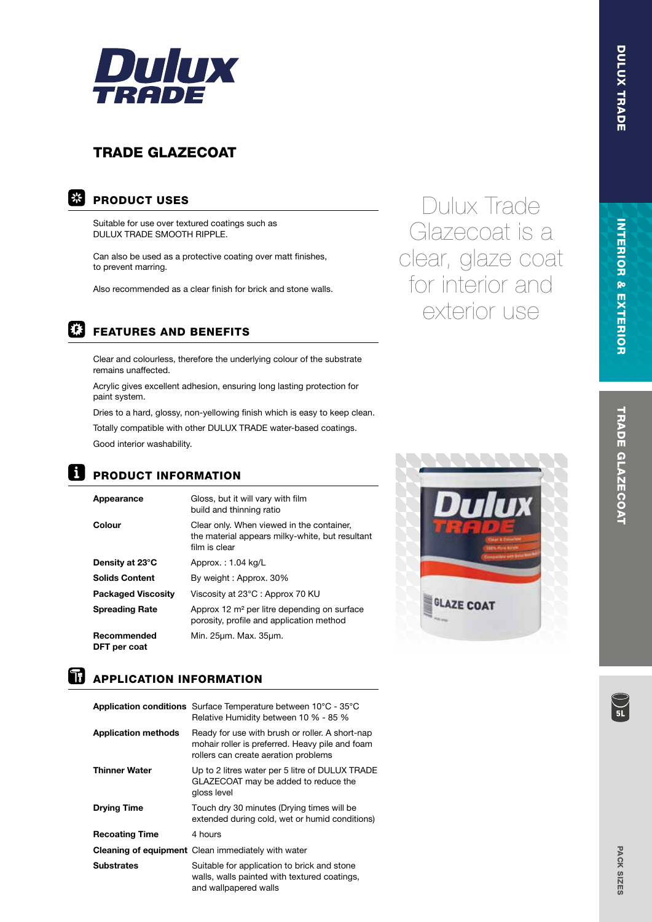# Dulux TRADE

## TRADE GLAZECOAT

Dulux Trade Glazecoat is a clear, glaze coat for interior and exterior use

### PRODUCT USES

Suitable for use over textured coatings such as DULUX TRADE SMOOTH RIPPLE.

Can also be used as a protective coating over matt finishes, to prevent marring.

Also recommended as a clear finish for brick and stone walls.

### FEATURES AND BENEFITS

Clear and colourless, therefore the underlying colour of the substrate remains unaffected.

Acrylic gives excellent adhesion, ensuring long lasting protection for paint system.

Dries to a hard, glossy, non-yellowing finish which is easy to keep clean.

Totally compatible with other DULUX TRADE water-based coatings.

Good interior washability.

### PRODUCT INFORMATION

| | |
|---|---|
| **Appearance** | Gloss, but it will vary with film build and thinning ratio |
| **Colour** | Clear only. When viewed in the container, the material appears milky-white, but resultant film is clear |
| **Density at 23°C** | Approx. : 1.04 kg/L |
| **Solids Content** | By weight : Approx. 30% |
| **Packaged Viscosity** | Viscosity at 23°C : Approx 70 KU |
| **Spreading Rate** | Approx 12 m² per litre depending on surface porosity, profile and application method |
| **Recommended DFT per coat** | Min. 25µm. Max. 35µm. |

### APPLICATION INFORMATION

| | |
|---|---|
| **Application conditions** | Surface Temperature between 10°C - 35°C Relative Humidity between 10 % - 85 % |
| **Application methods** | Ready for use with brush or roller. A short-nap mohair roller is preferred. Heavy pile and foam rollers can create aeration problems |
| **Thinner Water** | Up to 2 litres water per 5 litre of DULUX TRADE GLAZECOAT may be added to reduce the gloss level |
| **Drying Time** | Touch dry 30 minutes (Drying times will be extended during cold, wet or humid conditions) |
| **Recoating Time** | 4 hours |
| **Cleaning of equipment** | Clean immediately with water |
| **Substrates** | Suitable for application to brick and stone walls, walls painted with textured coatings, and wallpapered walls |

DULUX TRADE | INTERIOR & EXTERIOR | TRADE GLAZECOAT

PACK SIZES: 5L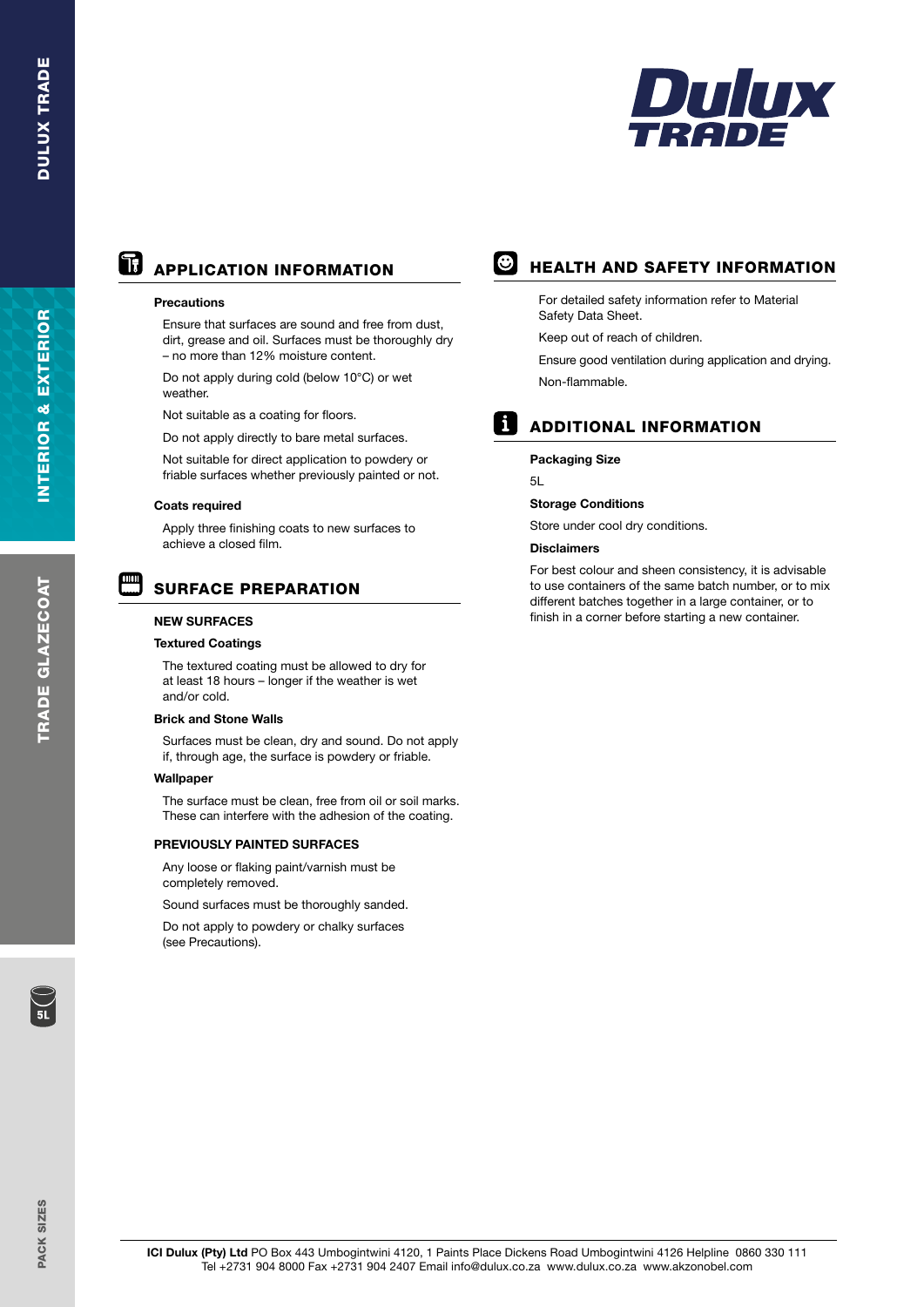## APPLICATION INFORMATION

**Precautions**

Ensure that surfaces are sound and free from dust, dirt, grease and oil. Surfaces must be thoroughly dry – no more than 12% moisture content.

Do not apply during cold (below 10°C) or wet weather.

Not suitable as a coating for floors.

Do not apply directly to bare metal surfaces.

Not suitable for direct application to powdery or friable surfaces whether previously painted or not.

**Coats required**

Apply three finishing coats to new surfaces to achieve a closed film.

## SURFACE PREPARATION

**NEW SURFACES**

**Textured Coatings**

The textured coating must be allowed to dry for at least 18 hours – longer if the weather is wet and/or cold.

**Brick and Stone Walls**

Surfaces must be clean, dry and sound. Do not apply if, through age, the surface is powdery or friable.

**Wallpaper**

The surface must be clean, free from oil or soil marks. These can interfere with the adhesion of the coating.

**PREVIOUSLY PAINTED SURFACES**

Any loose or flaking paint/varnish must be completely removed.

Sound surfaces must be thoroughly sanded.

Do not apply to powdery or chalky surfaces (see Precautions).

## HEALTH AND SAFETY INFORMATION

For detailed safety information refer to Material Safety Data Sheet.

Keep out of reach of children.

Ensure good ventilation during application and drying.

Non-flammable.

## ADDITIONAL INFORMATION

**Packaging Size**

5L

**Storage Conditions**

Store under cool dry conditions.

**Disclaimers**

For best colour and sheen consistency, it is advisable to use containers of the same batch number, or to mix different batches together in a large container, or to finish in a corner before starting a new container.

**ICI Dulux (Pty) Ltd** PO Box 443 Umbogintwini 4120, 1 Paints Place Dickens Road Umbogintwini 4126 Helpline 0860 330 111
Tel +2731 904 8000 Fax +2731 904 2407 Email info@dulux.co.za www.dulux.co.za www.akzonobel.com